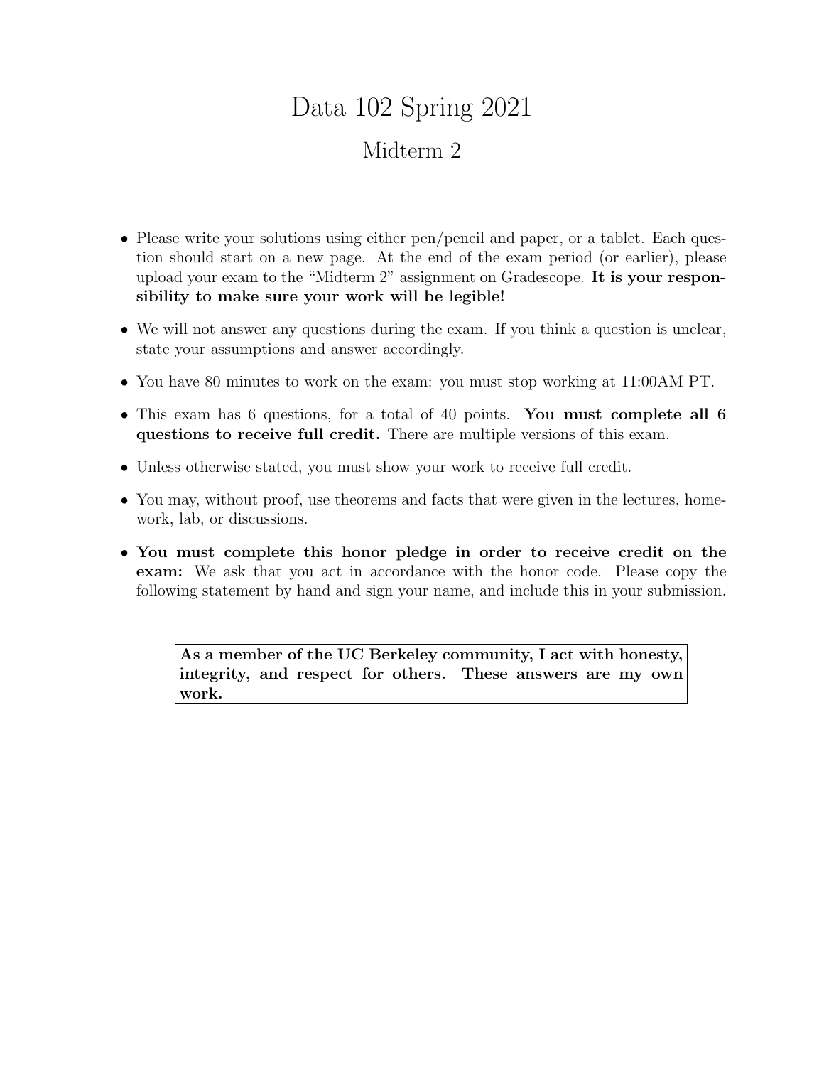# Data 102 Spring 2021

## Midterm 2

- Please write your solutions using either pen/pencil and paper, or a tablet. Each question should start on a new page. At the end of the exam period (or earlier), please upload your exam to the "Midterm 2" assignment on Gradescope. **It is your responsibility to make sure your work will be legible!**
- We will not answer any questions during the exam. If you think a question is unclear, state your assumptions and answer accordingly.
- You have 80 minutes to work on the exam: you must stop working at 11:00AM PT.
- This exam has 6 questions, for a total of 40 points. **You must complete all 6 questions to receive full credit.** There are multiple versions of this exam.
- Unless otherwise stated, you must show your work to receive full credit.
- You may, without proof, use theorems and facts that were given in the lectures, homework, lab, or discussions.
- **You must complete this honor pledge in order to receive credit on the exam:** We ask that you act in accordance with the honor code. Please copy the following statement by hand and sign your name, and include this in your submission.

> **As a member of the UC Berkeley community, I act with honesty, integrity, and respect for others. These answers are my own work.**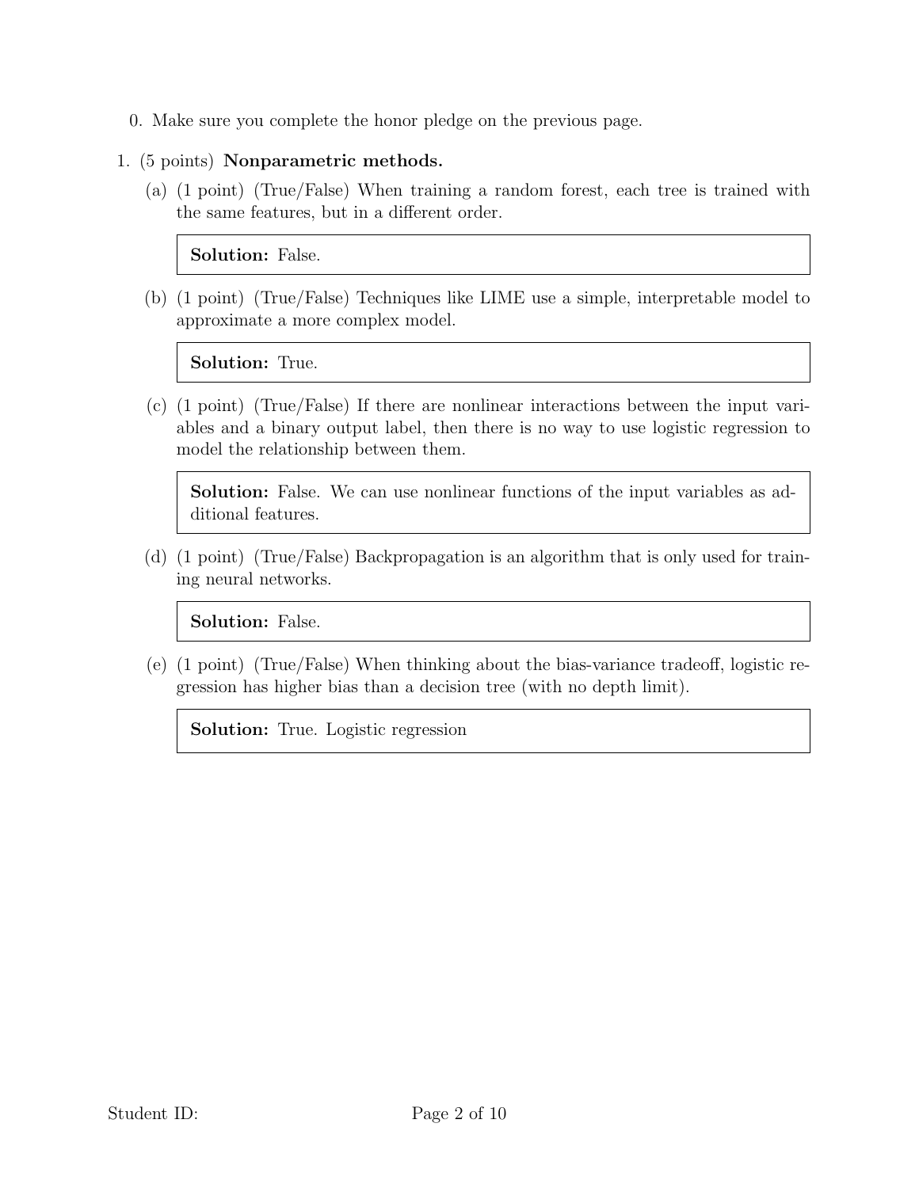0. Make sure you complete the honor pledge on the previous page.

1. (5 points) **Nonparametric methods.**

   (a) (1 point) (True/False) When training a random forest, each tree is trained with the same features, but in a different order.

   > **Solution:** False.

   (b) (1 point) (True/False) Techniques like LIME use a simple, interpretable model to approximate a more complex model.

   > **Solution:** True.

   (c) (1 point) (True/False) If there are nonlinear interactions between the input variables and a binary output label, then there is no way to use logistic regression to model the relationship between them.

   > **Solution:** False. We can use nonlinear functions of the input variables as additional features.

   (d) (1 point) (True/False) Backpropagation is an algorithm that is only used for training neural networks.

   > **Solution:** False.

   (e) (1 point) (True/False) When thinking about the bias-variance tradeoff, logistic regression has higher bias than a decision tree (with no depth limit).

   > **Solution:** True. Logistic regression

Student ID: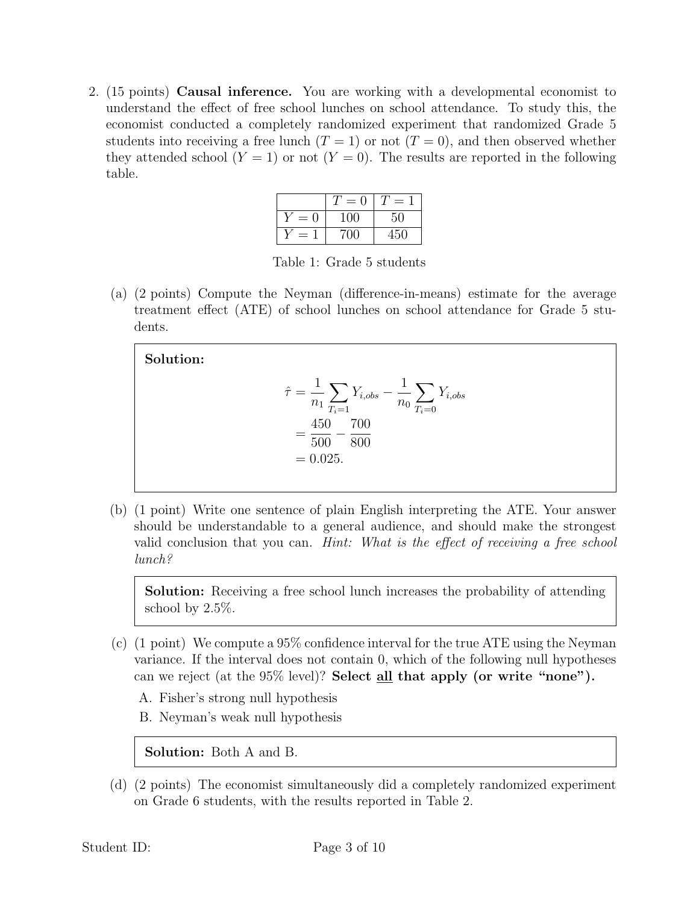2. (15 points) **Causal inference.** You are working with a developmental economist to understand the effect of free school lunches on school attendance. To study this, the economist conducted a completely randomized experiment that randomized Grade 5 students into receiving a free lunch ($T = 1$) or not ($T = 0$), and then observed whether they attended school ($Y = 1$) or not ($Y = 0$). The results are reported in the following table.

| | $T = 0$ | $T = 1$ |
|---|---|---|
| $Y = 0$ | 100 | 50 |
| $Y = 1$ | 700 | 450 |

Table 1: Grade 5 students

(a) (2 points) Compute the Neyman (difference-in-means) estimate for the average treatment effect (ATE) of school lunches on school attendance for Grade 5 students.

> **Solution:**
> $$\begin{aligned}\hat{\tau} &= \frac{1}{n_1}\sum_{T_i=1} Y_{i,obs} - \frac{1}{n_0}\sum_{T_i=0} Y_{i,obs} \\ &= \frac{450}{500} - \frac{700}{800} \\ &= 0.025.\end{aligned}$$

(b) (1 point) Write one sentence of plain English interpreting the ATE. Your answer should be understandable to a general audience, and should make the strongest valid conclusion that you can. *Hint: What is the effect of receiving a free school lunch?*

> **Solution:** Receiving a free school lunch increases the probability of attending school by 2.5%.

(c) (1 point) We compute a 95% confidence interval for the true ATE using the Neyman variance. If the interval does not contain 0, which of the following null hypotheses can we reject (at the 95% level)? **Select all that apply (or write "none").**

A. Fisher's strong null hypothesis

B. Neyman's weak null hypothesis

> **Solution:** Both A and B.

(d) (2 points) The economist simultaneously did a completely randomized experiment on Grade 6 students, with the results reported in Table 2.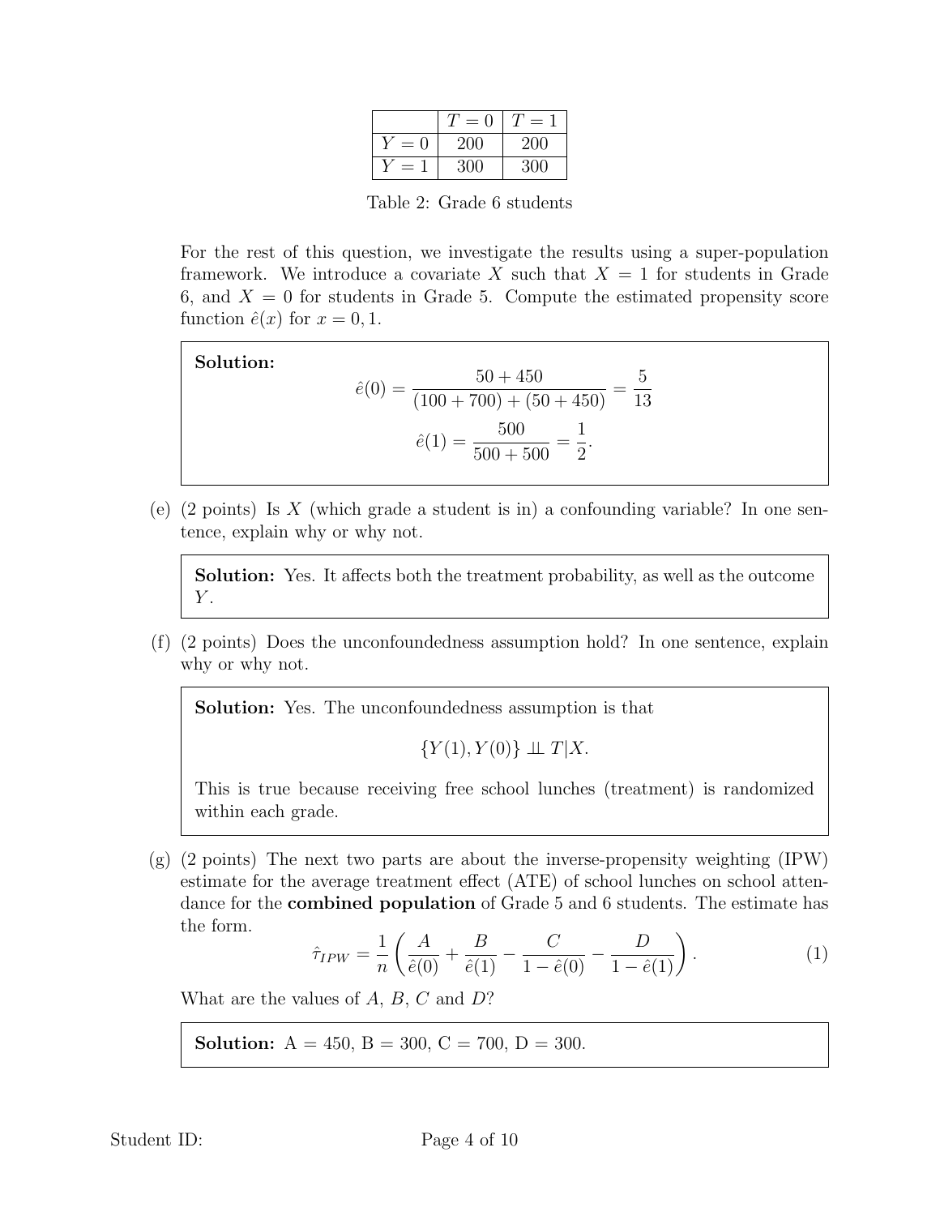|  | $T = 0$ | $T = 1$ |
|---|---|---|
| $Y = 0$ | 200 | 200 |
| $Y = 1$ | 300 | 300 |

Table 2: Grade 6 students

For the rest of this question, we investigate the results using a super-population framework. We introduce a covariate $X$ such that $X = 1$ for students in Grade 6, and $X = 0$ for students in Grade 5. Compute the estimated propensity score function $\hat{e}(x)$ for $x = 0, 1$.

> **Solution:**
> $$\hat{e}(0) = \frac{50 + 450}{(100 + 700) + (50 + 450)} = \frac{5}{13}$$
> $$\hat{e}(1) = \frac{500}{500 + 500} = \frac{1}{2}.$$

(e) (2 points) Is $X$ (which grade a student is in) a confounding variable? In one sentence, explain why or why not.

> **Solution:** Yes. It affects both the treatment probability, as well as the outcome $Y$.

(f) (2 points) Does the unconfoundedness assumption hold? In one sentence, explain why or why not.

> **Solution:** Yes. The unconfoundedness assumption is that
> $$\{Y(1), Y(0)\} \perp\!\!\!\perp T | X.$$
> This is true because receiving free school lunches (treatment) is randomized within each grade.

(g) (2 points) The next two parts are about the inverse-propensity weighting (IPW) estimate for the average treatment effect (ATE) of school lunches on school attendance for the **combined population** of Grade 5 and 6 students. The estimate has the form.

$$\hat{\tau}_{IPW} = \frac{1}{n} \left( \frac{A}{\hat{e}(0)} + \frac{B}{\hat{e}(1)} - \frac{C}{1 - \hat{e}(0)} - \frac{D}{1 - \hat{e}(1)} \right). \tag{1}$$

What are the values of $A$, $B$, $C$ and $D$?

> **Solution:** A = 450, B = 300, C = 700, D = 300.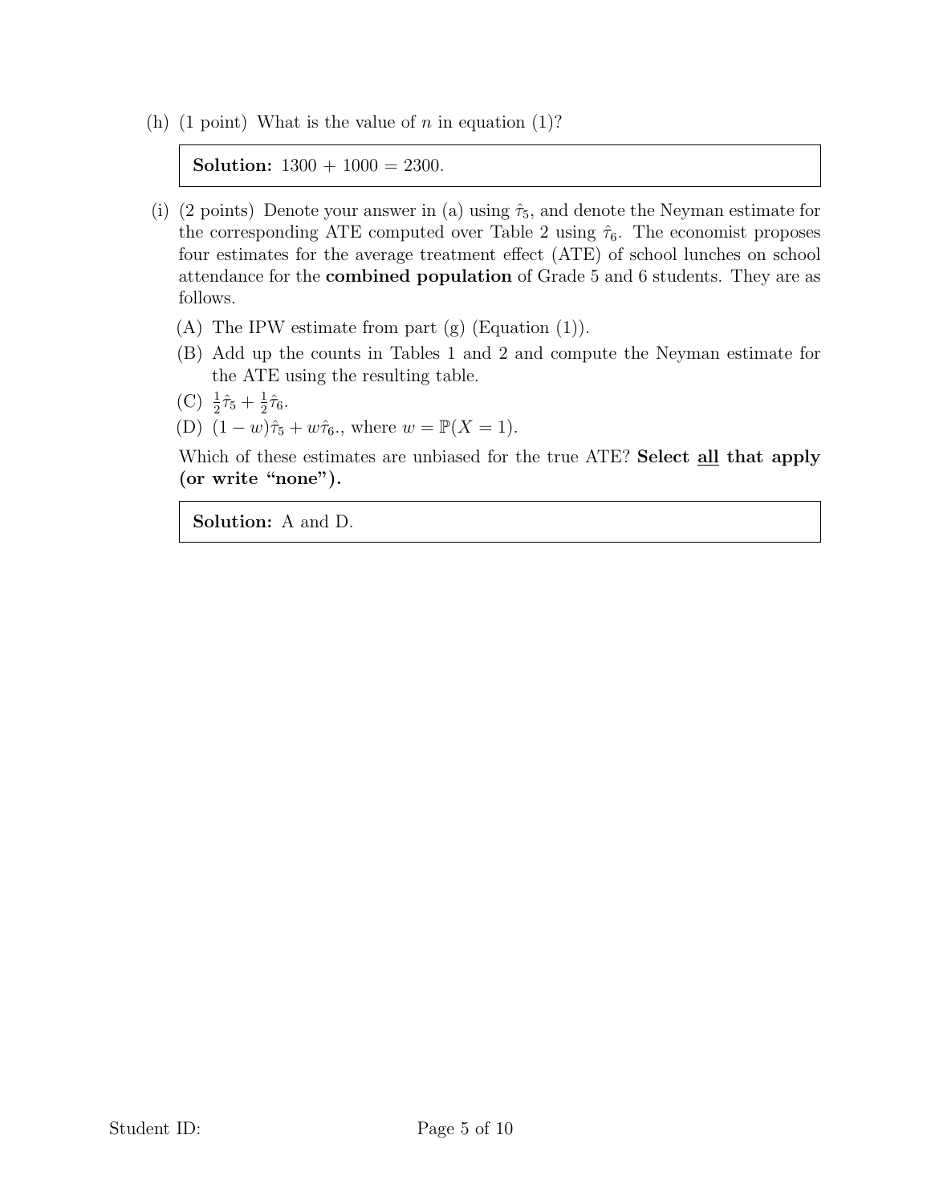(h) (1 point) What is the value of $n$ in equation (1)?

> **Solution:** $1300 + 1000 = 2300$.

(i) (2 points) Denote your answer in (a) using $\hat{\tau}_5$, and denote the Neyman estimate for the corresponding ATE computed over Table 2 using $\hat{\tau}_6$. The economist proposes four estimates for the average treatment effect (ATE) of school lunches on school attendance for the **combined population** of Grade 5 and 6 students. They are as follows.

(A) The IPW estimate from part (g) (Equation (1)).

(B) Add up the counts in Tables 1 and 2 and compute the Neyman estimate for the ATE using the resulting table.

(C) $\frac{1}{2}\hat{\tau}_5 + \frac{1}{2}\hat{\tau}_6$.

(D) $(1-w)\hat{\tau}_5 + w\hat{\tau}_6$., where $w = \mathbb{P}(X = 1)$.

Which of these estimates are unbiased for the true ATE? **Select all that apply (or write "none").**

> **Solution:** A and D.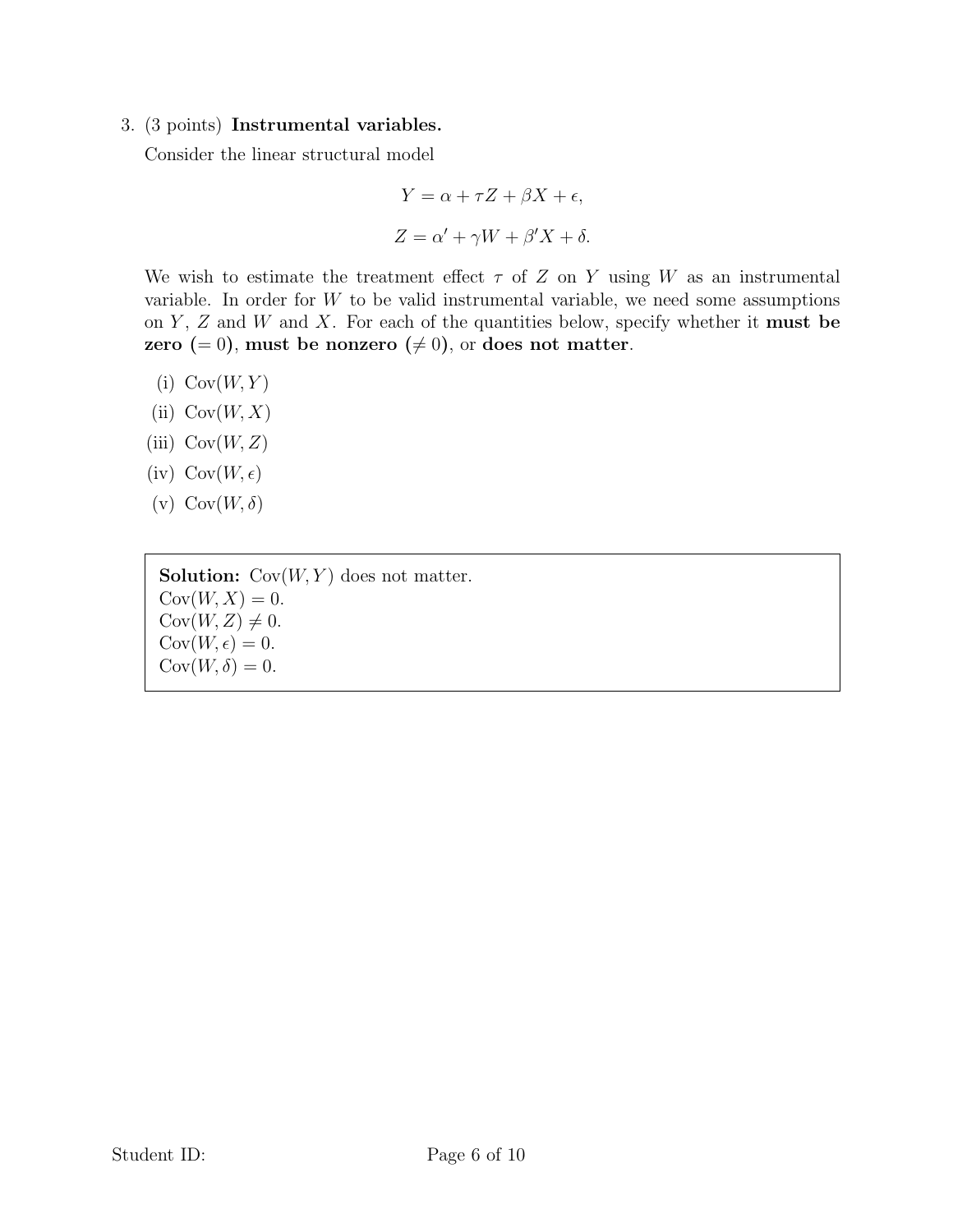3. (3 points) **Instrumental variables.**

   Consider the linear structural model

$$Y = \alpha + \tau Z + \beta X + \epsilon,$$

$$Z = \alpha' + \gamma W + \beta' X + \delta.$$

   We wish to estimate the treatment effect $\tau$ of $Z$ on $Y$ using $W$ as an instrumental variable. In order for $W$ to be valid instrumental variable, we need some assumptions on $Y$, $Z$ and $W$ and $X$. For each of the quantities below, specify whether it **must be zero (= 0)**, **must be nonzero ($\neq 0$)**, or **does not matter**.

   (i) $\text{Cov}(W, Y)$

   (ii) $\text{Cov}(W, X)$

   (iii) $\text{Cov}(W, Z)$

   (iv) $\text{Cov}(W, \epsilon)$

   (v) $\text{Cov}(W, \delta)$

   **Solution:** $\text{Cov}(W, Y)$ does not matter.
   $\text{Cov}(W, X) = 0$.
   $\text{Cov}(W, Z) \neq 0$.
   $\text{Cov}(W, \epsilon) = 0$.
   $\text{Cov}(W, \delta) = 0$.

Student ID: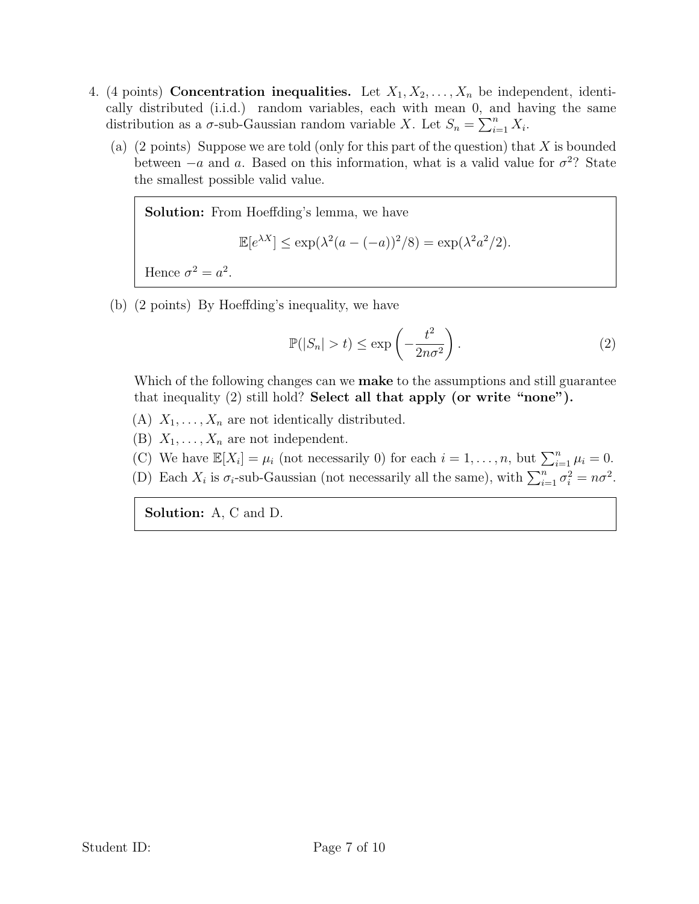4. (4 points) **Concentration inequalities.** Let $X_1, X_2, \ldots, X_n$ be independent, identically distributed (i.i.d.) random variables, each with mean 0, and having the same distribution as a $\sigma$-sub-Gaussian random variable $X$. Let $S_n = \sum_{i=1}^n X_i$.

   (a) (2 points) Suppose we are told (only for this part of the question) that $X$ is bounded between $-a$ and $a$. Based on this information, what is a valid value for $\sigma^2$? State the smallest possible valid value.

   > **Solution:** From Hoeffding's lemma, we have
   >
   > $$\mathbb{E}[e^{\lambda X}] \leq \exp(\lambda^2 (a - (-a))^2 / 8) = \exp(\lambda^2 a^2 / 2).$$
   >
   > Hence $\sigma^2 = a^2$.

   (b) (2 points) By Hoeffding's inequality, we have

   $$\mathbb{P}(|S_n| > t) \leq \exp\left(-\frac{t^2}{2n\sigma^2}\right). \tag{2}$$

   Which of the following changes can we **make** to the assumptions and still guarantee that inequality (2) still hold? **Select all that apply (or write "none").**

   (A) $X_1, \ldots, X_n$ are not identically distributed.

   (B) $X_1, \ldots, X_n$ are not independent.

   (C) We have $\mathbb{E}[X_i] = \mu_i$ (not necessarily 0) for each $i = 1, \ldots, n$, but $\sum_{i=1}^n \mu_i = 0$.

   (D) Each $X_i$ is $\sigma_i$-sub-Gaussian (not necessarily all the same), with $\sum_{i=1}^n \sigma_i^2 = n\sigma^2$.

   > **Solution:** A, C and D.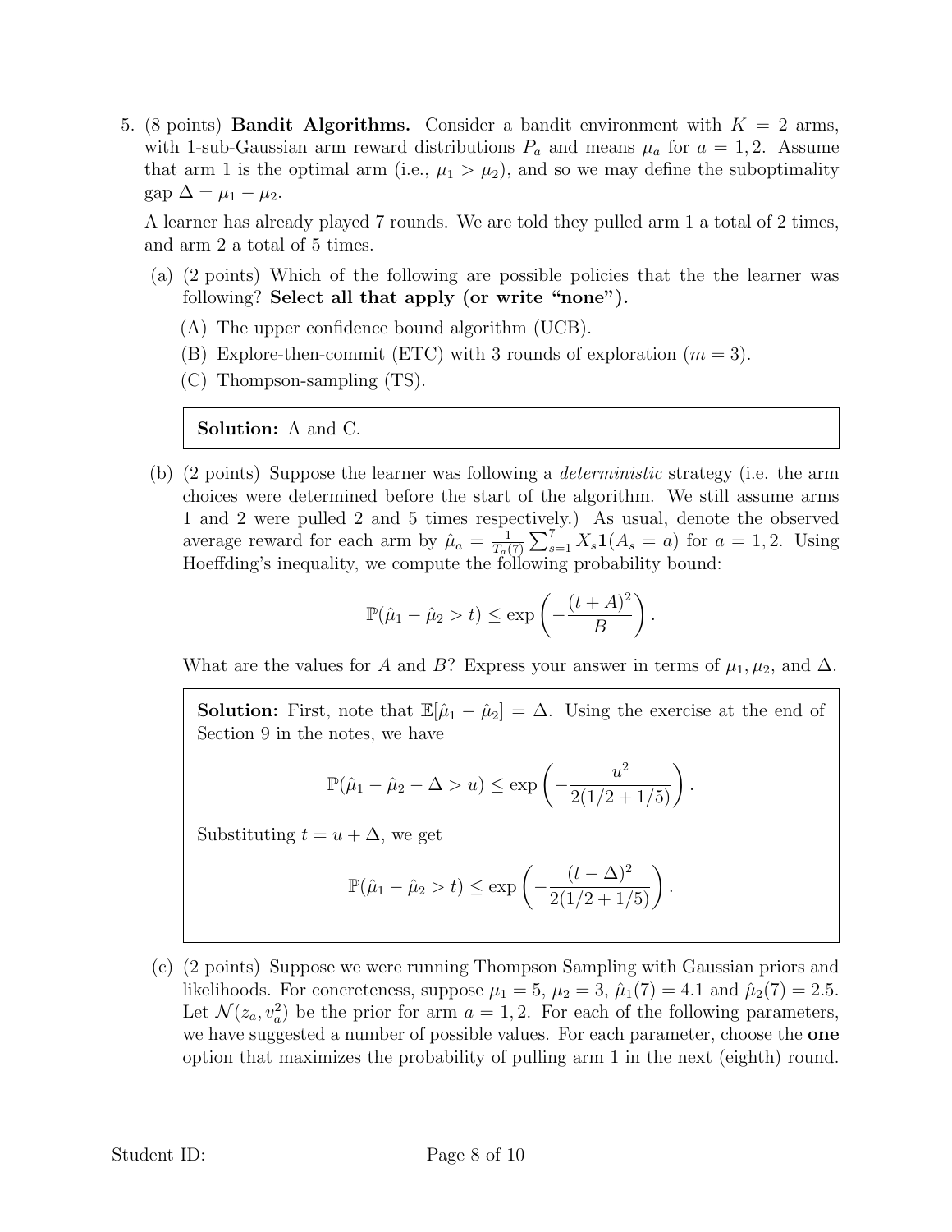5. (8 points) **Bandit Algorithms.** Consider a bandit environment with $K = 2$ arms, with 1-sub-Gaussian arm reward distributions $P_a$ and means $\mu_a$ for $a = 1, 2$. Assume that arm 1 is the optimal arm (i.e., $\mu_1 > \mu_2$), and so we may define the suboptimality gap $\Delta = \mu_1 - \mu_2$.

   A learner has already played 7 rounds. We are told they pulled arm 1 a total of 2 times, and arm 2 a total of 5 times.

   (a) (2 points) Which of the following are possible policies that the the learner was following? **Select all that apply (or write "none").**

   (A) The upper confidence bound algorithm (UCB).

   (B) Explore-then-commit (ETC) with 3 rounds of exploration ($m = 3$).

   (C) Thompson-sampling (TS).

   > **Solution:** A and C.

   (b) (2 points) Suppose the learner was following a *deterministic* strategy (i.e. the arm choices were determined before the start of the algorithm. We still assume arms 1 and 2 were pulled 2 and 5 times respectively.) As usual, denote the observed average reward for each arm by $\hat{\mu}_a = \frac{1}{T_a(7)} \sum_{s=1}^{7} X_s \mathbf{1}(A_s = a)$ for $a = 1, 2$. Using Hoeffding's inequality, we compute the following probability bound:

   $$\mathbb{P}(\hat{\mu}_1 - \hat{\mu}_2 > t) \leq \exp\left(-\frac{(t + A)^2}{B}\right).$$

   What are the values for $A$ and $B$? Express your answer in terms of $\mu_1, \mu_2$, and $\Delta$.

   > **Solution:** First, note that $\mathbb{E}[\hat{\mu}_1 - \hat{\mu}_2] = \Delta$. Using the exercise at the end of Section 9 in the notes, we have
   >
   > $$\mathbb{P}(\hat{\mu}_1 - \hat{\mu}_2 - \Delta > u) \leq \exp\left(-\frac{u^2}{2(1/2 + 1/5)}\right).$$
   >
   > Substituting $t = u + \Delta$, we get
   >
   > $$\mathbb{P}(\hat{\mu}_1 - \hat{\mu}_2 > t) \leq \exp\left(-\frac{(t - \Delta)^2}{2(1/2 + 1/5)}\right).$$

   (c) (2 points) Suppose we were running Thompson Sampling with Gaussian priors and likelihoods. For concreteness, suppose $\mu_1 = 5$, $\mu_2 = 3$, $\hat{\mu}_1(7) = 4.1$ and $\hat{\mu}_2(7) = 2.5$. Let $\mathcal{N}(z_a, v_a^2)$ be the prior for arm $a = 1, 2$. For each of the following parameters, we have suggested a number of possible values. For each parameter, choose the **one** option that maximizes the probability of pulling arm 1 in the next (eighth) round.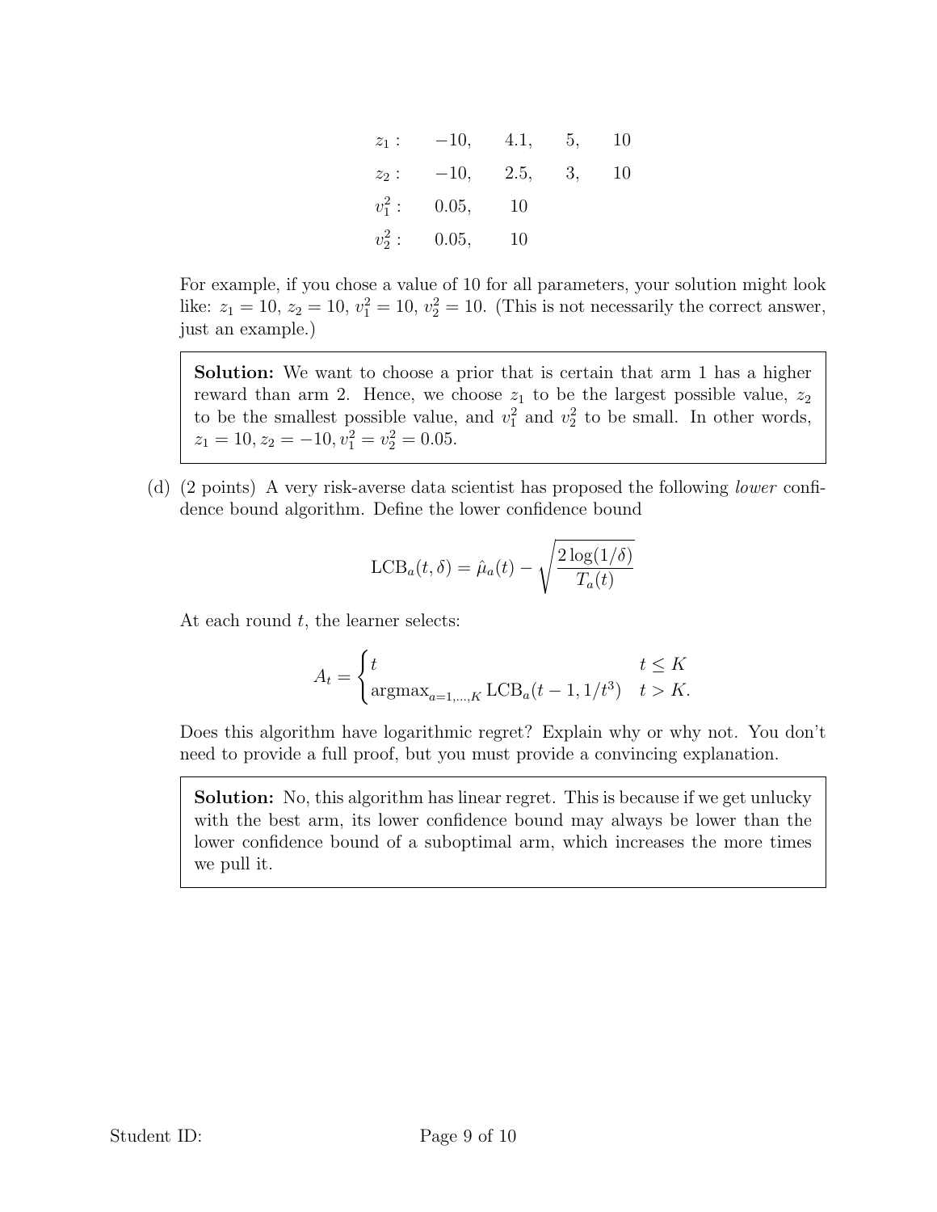$z_1$ : $-10$, 4.1, 5, 10

$z_2$ : $-10$, 2.5, 3, 10

$v_1^2$ : 0.05, 10

$v_2^2$ : 0.05, 10

For example, if you chose a value of 10 for all parameters, your solution might look like: $z_1 = 10$, $z_2 = 10$, $v_1^2 = 10$, $v_2^2 = 10$. (This is not necessarily the correct answer, just an example.)

> **Solution:** We want to choose a prior that is certain that arm 1 has a higher reward than arm 2. Hence, we choose $z_1$ to be the largest possible value, $z_2$ to be the smallest possible value, and $v_1^2$ and $v_2^2$ to be small. In other words, $z_1 = 10, z_2 = -10, v_1^2 = v_2^2 = 0.05$.

(d) (2 points) A very risk-averse data scientist has proposed the following *lower* confidence bound algorithm. Define the lower confidence bound

$$\text{LCB}_a(t, \delta) = \hat{\mu}_a(t) - \sqrt{\frac{2\log(1/\delta)}{T_a(t)}}$$

At each round $t$, the learner selects:

$$A_t = \begin{cases} t & t \leq K \\ \text{argmax}_{a=1,\ldots,K} \text{LCB}_a(t-1, 1/t^3) & t > K. \end{cases}$$

Does this algorithm have logarithmic regret? Explain why or why not. You don't need to provide a full proof, but you must provide a convincing explanation.

> **Solution:** No, this algorithm has linear regret. This is because if we get unlucky with the best arm, its lower confidence bound may always be lower than the lower confidence bound of a suboptimal arm, which increases the more times we pull it.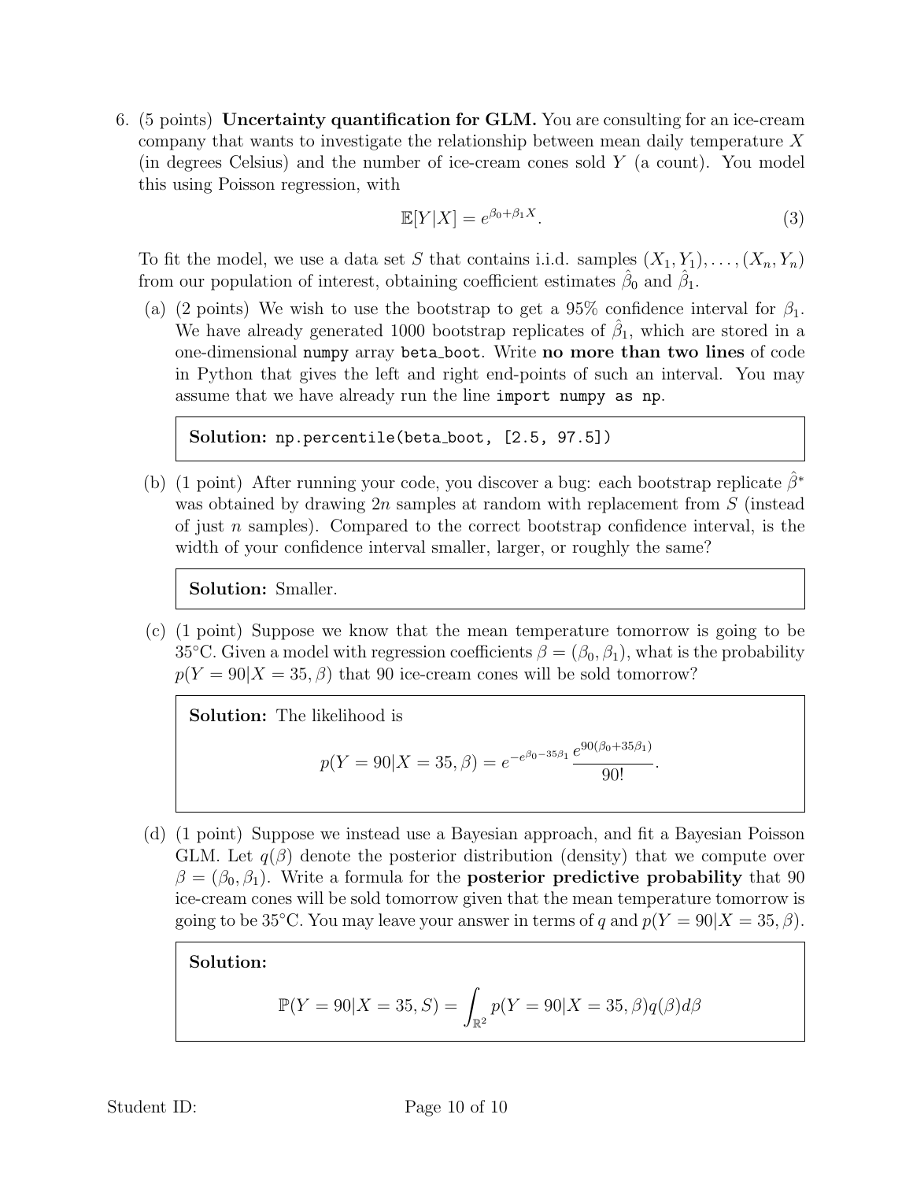6. (5 points) **Uncertainty quantification for GLM.** You are consulting for an ice-cream company that wants to investigate the relationship between mean daily temperature $X$ (in degrees Celsius) and the number of ice-cream cones sold $Y$ (a count). You model this using Poisson regression, with

$$\mathbb{E}[Y|X] = e^{\beta_0 + \beta_1 X}. \tag{3}$$

To fit the model, we use a data set $S$ that contains i.i.d. samples $(X_1, Y_1), \ldots, (X_n, Y_n)$ from our population of interest, obtaining coefficient estimates $\hat{\beta}_0$ and $\hat{\beta}_1$.

(a) (2 points) We wish to use the bootstrap to get a 95% confidence interval for $\beta_1$. We have already generated 1000 bootstrap replicates of $\hat{\beta}_1$, which are stored in a one-dimensional `numpy` array `beta_boot`. Write **no more than two lines** of code in Python that gives the left and right end-points of such an interval. You may assume that we have already run the line `import numpy as np`.

> **Solution:** `np.percentile(beta_boot, [2.5, 97.5])`

(b) (1 point) After running your code, you discover a bug: each bootstrap replicate $\hat{\beta}^*$ was obtained by drawing $2n$ samples at random with replacement from $S$ (instead of just $n$ samples). Compared to the correct bootstrap confidence interval, is the width of your confidence interval smaller, larger, or roughly the same?

> **Solution:** Smaller.

(c) (1 point) Suppose we know that the mean temperature tomorrow is going to be 35°C. Given a model with regression coefficients $\beta = (\beta_0, \beta_1)$, what is the probability $p(Y = 90|X = 35, \beta)$ that 90 ice-cream cones will be sold tomorrow?

> **Solution:** The likelihood is
>
> $$p(Y = 90|X = 35, \beta) = e^{-e^{\beta_0 - 35\beta_1}} \frac{e^{90(\beta_0 + 35\beta_1)}}{90!}.$$

(d) (1 point) Suppose we instead use a Bayesian approach, and fit a Bayesian Poisson GLM. Let $q(\beta)$ denote the posterior distribution (density) that we compute over $\beta = (\beta_0, \beta_1)$. Write a formula for the **posterior predictive probability** that 90 ice-cream cones will be sold tomorrow given that the mean temperature tomorrow is going to be 35°C. You may leave your answer in terms of $q$ and $p(Y = 90|X = 35, \beta)$.

> **Solution:**
>
> $$\mathbb{P}(Y = 90|X = 35, S) = \int_{\mathbb{R}^2} p(Y = 90|X = 35, \beta) q(\beta) d\beta$$

Student ID: